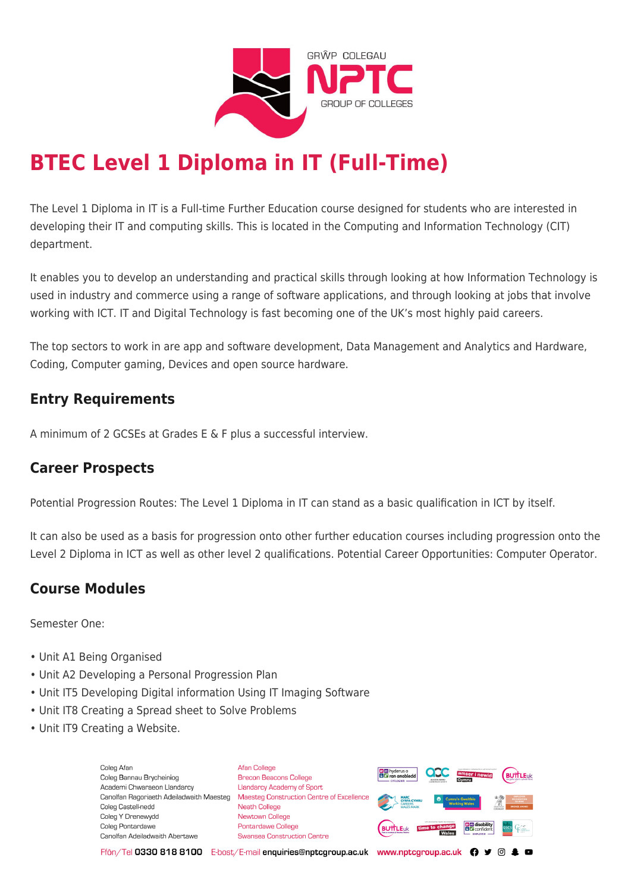# BTEC Level 1 Diploma in IT (Full-Time)

The Level 1 Diploma in IT is a Full-time Further Education course designed for students who are interested in developing their IT and computing skills. This is located in the Computing and Information Technology (CIT) department.

It enables you to develop an understanding and practical skills through looking at how Information Technology is used in industry and commerce using a range of software applications, and through looking at jobs that involve working with ICT. IT and Digital Technology is fast becoming one of the UK's most highly paid careers.

The top sectors to work in are app and software development, Data Management and Analytics and Hardware, Coding, Computer gaming, Devices and open source hardware.

## Entry Requirements

A minimum of 2 GCSEs at Grades E & F plus a successful interview.

## Career Prospects

Potential Progression Routes: The Level 1 Diploma in IT can stand as a basic qualification in ICT by itself.

It can also be used as a basis for progression onto other further education courses including progression onto the Level 2 Diploma in ICT as well as other level 2 qualifications. Potential Career Opportunities: Computer Operator.

## Course Modules

Semester One:

- Unit A1 Being Organised
- Unit A2 Developing a Personal Progression Plan
- Unit IT5 Developing Digital information Using IT Imaging Software
- Unit IT8 Creating a Spread sheet to Solve Problems
- Unit IT9 Creating a Website.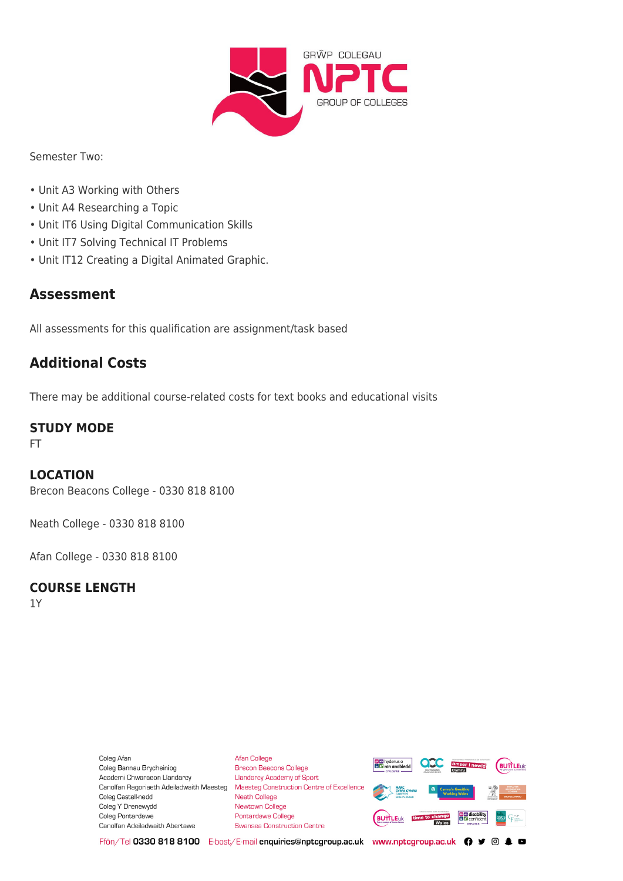Semester Two:

- Unit A3 Working with Others
- Unit A4 Researching a Topic
- Unit IT6 Using Digital Communication Skills
- Unit IT7 Solving Technical IT Problems
- Unit IT12 Creating a Digital Animated Graphic.

## Assessment

All assessments for this qualification are assignment/task based

## Additional Costs

There may be additional course-related costs for text books and educational visits

### STUDY MODE

FT

### LOCATION

Brecon Beacons College - 0330 818 8100

Neath College - 0330 818 8100

Afan College - 0330 818 8100

### COURSE LENGTH

1Y